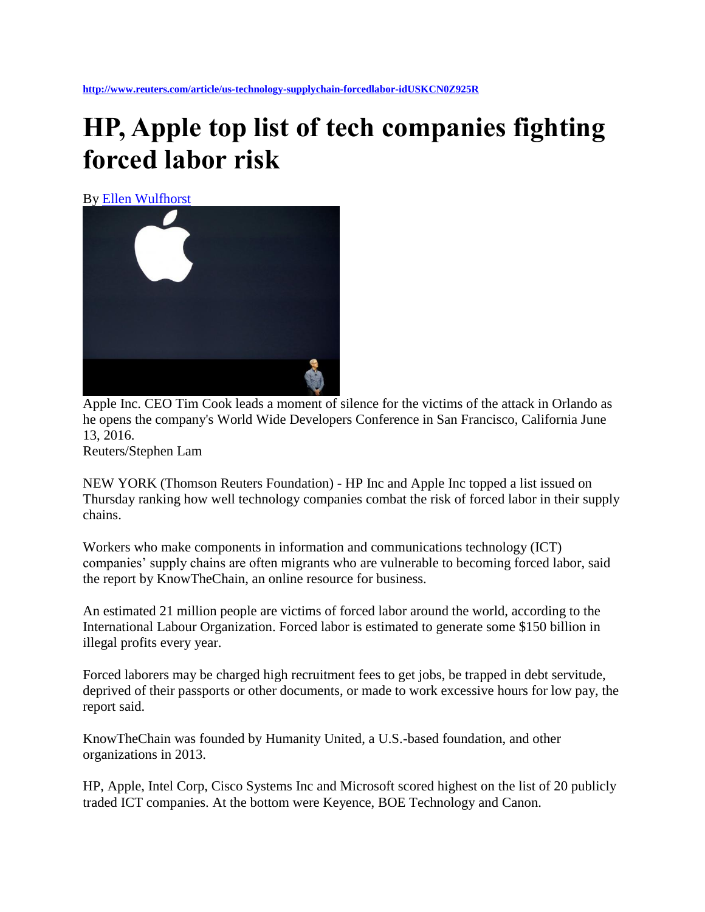http://www.reuters.com/article/us-technology-supplychain-forcedlabor-idUSKCN0Z925R

# HP, Apple top list of tech companies fighting forced labor risk

By Ellen Wulfhorst

Apple Inc. CEO Tim Cook leads a moment of silence for the victims of the attack in Orlando as he opens the company's World Wide Developers Conference in San Francisco, California June 13, 2016.
Reuters/Stephen Lam

NEW YORK (Thomson Reuters Foundation) - HP Inc and Apple Inc topped a list issued on Thursday ranking how well technology companies combat the risk of forced labor in their supply chains.

Workers who make components in information and communications technology (ICT) companies' supply chains are often migrants who are vulnerable to becoming forced labor, said the report by KnowTheChain, an online resource for business.

An estimated 21 million people are victims of forced labor around the world, according to the International Labour Organization. Forced labor is estimated to generate some $150 billion in illegal profits every year.

Forced laborers may be charged high recruitment fees to get jobs, be trapped in debt servitude, deprived of their passports or other documents, or made to work excessive hours for low pay, the report said.

KnowTheChain was founded by Humanity United, a U.S.-based foundation, and other organizations in 2013.

HP, Apple, Intel Corp, Cisco Systems Inc and Microsoft scored highest on the list of 20 publicly traded ICT companies. At the bottom were Keyence, BOE Technology and Canon.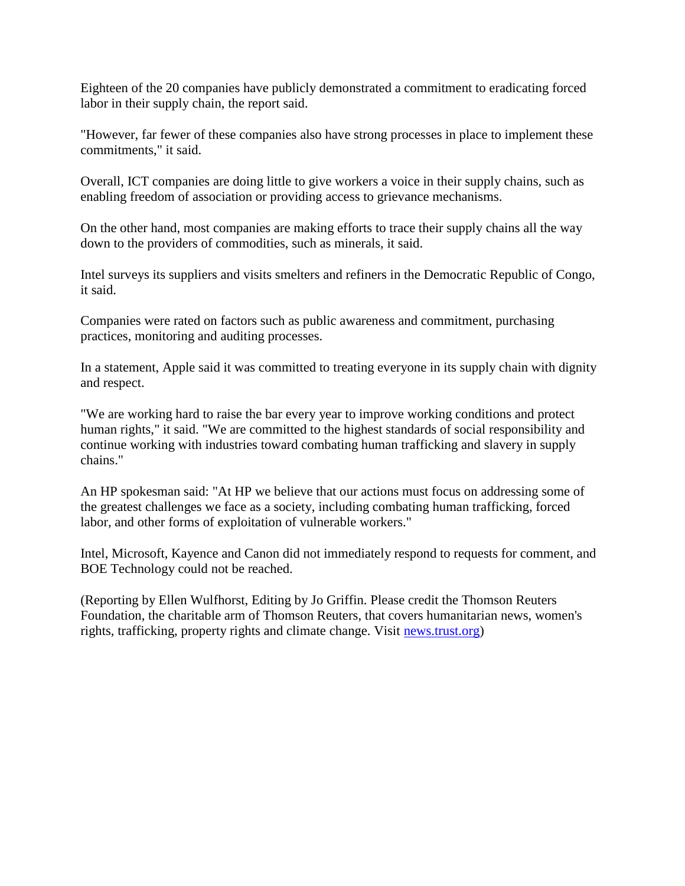Eighteen of the 20 companies have publicly demonstrated a commitment to eradicating forced labor in their supply chain, the report said.

"However, far fewer of these companies also have strong processes in place to implement these commitments," it said.

Overall, ICT companies are doing little to give workers a voice in their supply chains, such as enabling freedom of association or providing access to grievance mechanisms.

On the other hand, most companies are making efforts to trace their supply chains all the way down to the providers of commodities, such as minerals, it said.

Intel surveys its suppliers and visits smelters and refiners in the Democratic Republic of Congo, it said.

Companies were rated on factors such as public awareness and commitment, purchasing practices, monitoring and auditing processes.

In a statement, Apple said it was committed to treating everyone in its supply chain with dignity and respect.

"We are working hard to raise the bar every year to improve working conditions and protect human rights," it said. "We are committed to the highest standards of social responsibility and continue working with industries toward combating human trafficking and slavery in supply chains."

An HP spokesman said: "At HP we believe that our actions must focus on addressing some of the greatest challenges we face as a society, including combating human trafficking, forced labor, and other forms of exploitation of vulnerable workers."

Intel, Microsoft, Kayence and Canon did not immediately respond to requests for comment, and BOE Technology could not be reached.

(Reporting by Ellen Wulfhorst, Editing by Jo Griffin. Please credit the Thomson Reuters Foundation, the charitable arm of Thomson Reuters, that covers humanitarian news, women's rights, trafficking, property rights and climate change. Visit [news.trust.org](news.trust.org))